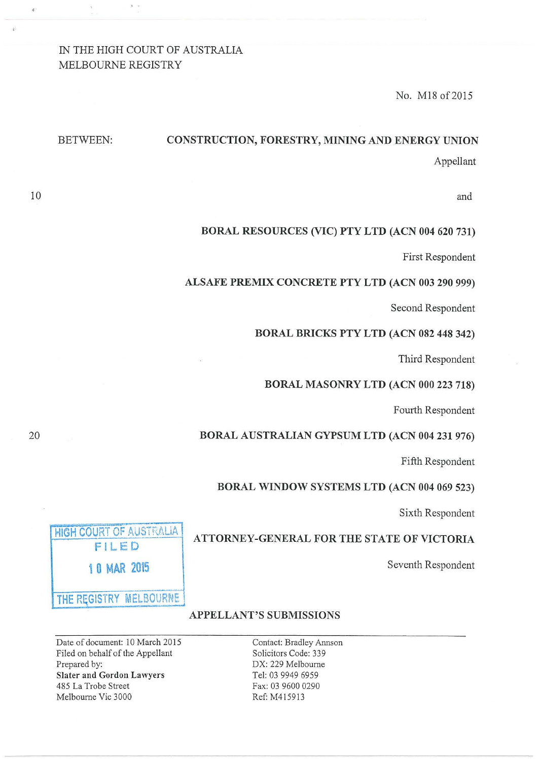IN THE HIGH COURT OF AUSTRALIA
MELBOURNE REGISTRY

No. M18 of 2015

BETWEEN: **CONSTRUCTION, FORESTRY, MINING AND ENERGY UNION**

Appellant

and

**BORAL RESOURCES (VIC) PTY LTD (ACN 004 620 731)**

First Respondent

**ALSAFE PREMIX CONCRETE PTY LTD (ACN 003 290 999)**

Second Respondent

**BORAL BRICKS PTY LTD (ACN 082 448 342)**

Third Respondent

**BORAL MASONRY LTD (ACN 000 223 718)**

Fourth Respondent

**BORAL AUSTRALIAN GYPSUM LTD (ACN 004 231 976)**

Fifth Respondent

**BORAL WINDOW SYSTEMS LTD (ACN 004 069 523)**

Sixth Respondent

**ATTORNEY-GENERAL FOR THE STATE OF VICTORIA**

Seventh Respondent

HIGH COURT OF AUSTRALIA
FILED
10 MAR 2015
THE REGISTRY MELBOURNE

## APPELLANT'S SUBMISSIONS

| | |
|---|---|
| Date of document: 10 March 2015 | Contact: Bradley Annson |
| Filed on behalf of the Appellant | Solicitors Code: 339 |
| Prepared by: | DX: 229 Melbourne |
| **Slater and Gordon Lawyers** | Tel: 03 9949 6959 |
| 485 La Trobe Street | Fax: 03 9600 0290 |
| Melbourne Vic 3000 | Ref: M415913 |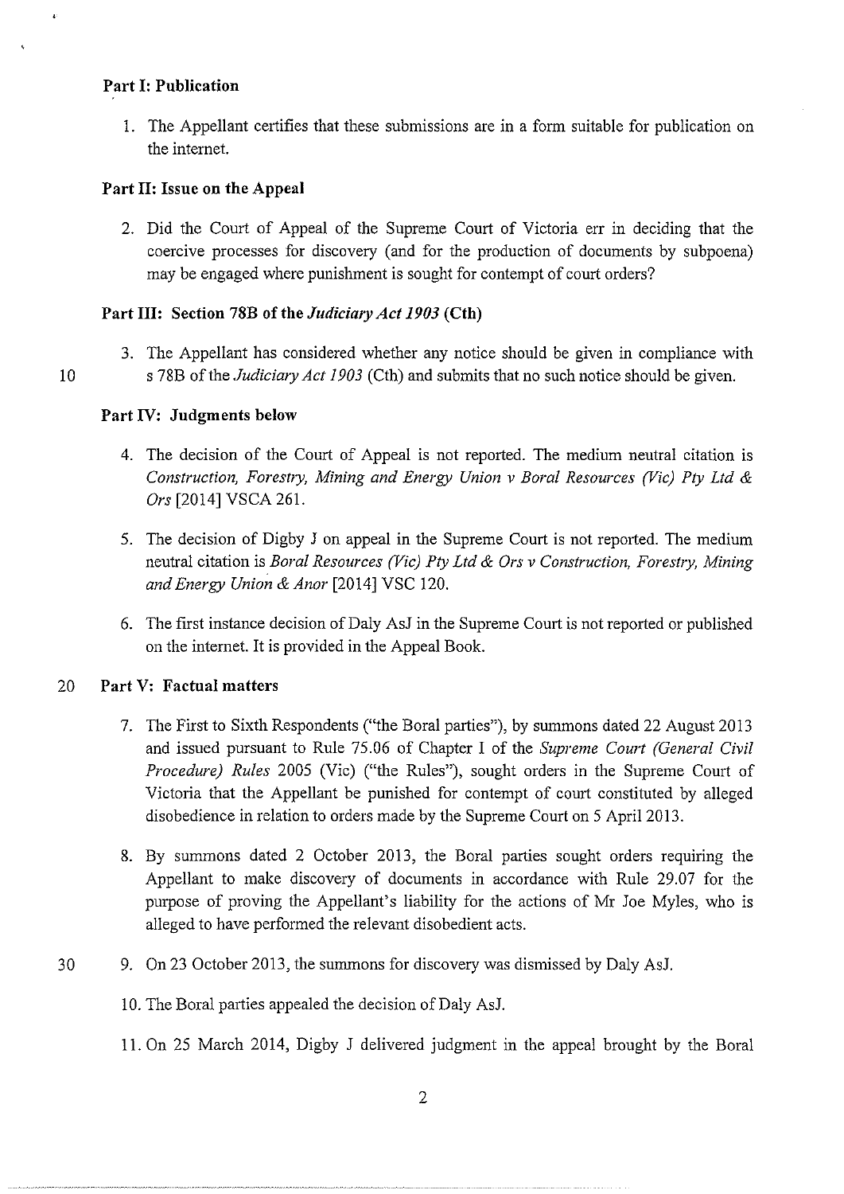**Part I: Publication**

1. The Appellant certifies that these submissions are in a form suitable for publication on the internet.

**Part II: Issue on the Appeal**

2. Did the Court of Appeal of the Supreme Court of Victoria err in deciding that the coercive processes for discovery (and for the production of documents by subpoena) may be engaged where punishment is sought for contempt of court orders?

**Part III: Section 78B of the *Judiciary Act 1903* (Cth)**

3. The Appellant has considered whether any notice should be given in compliance with s 78B of the *Judiciary Act 1903* (Cth) and submits that no such notice should be given.

**Part IV: Judgments below**

4. The decision of the Court of Appeal is not reported. The medium neutral citation is *Construction, Forestry, Mining and Energy Union v Boral Resources (Vic) Pty Ltd & Ors* [2014] VSCA 261.

5. The decision of Digby J on appeal in the Supreme Court is not reported. The medium neutral citation is *Boral Resources (Vic) Pty Ltd & Ors v Construction, Forestry, Mining and Energy Union & Anor* [2014] VSC 120.

6. The first instance decision of Daly AsJ in the Supreme Court is not reported or published on the internet. It is provided in the Appeal Book.

**Part V: Factual matters**

7. The First to Sixth Respondents ("the Boral parties"), by summons dated 22 August 2013 and issued pursuant to Rule 75.06 of Chapter I of the *Supreme Court (General Civil Procedure) Rules* 2005 (Vic) ("the Rules"), sought orders in the Supreme Court of Victoria that the Appellant be punished for contempt of court constituted by alleged disobedience in relation to orders made by the Supreme Court on 5 April 2013.

8. By summons dated 2 October 2013, the Boral parties sought orders requiring the Appellant to make discovery of documents in accordance with Rule 29.07 for the purpose of proving the Appellant's liability for the actions of Mr Joe Myles, who is alleged to have performed the relevant disobedient acts.

9. On 23 October 2013, the summons for discovery was dismissed by Daly AsJ.

10. The Boral parties appealed the decision of Daly AsJ.

11. On 25 March 2014, Digby J delivered judgment in the appeal brought by the Boral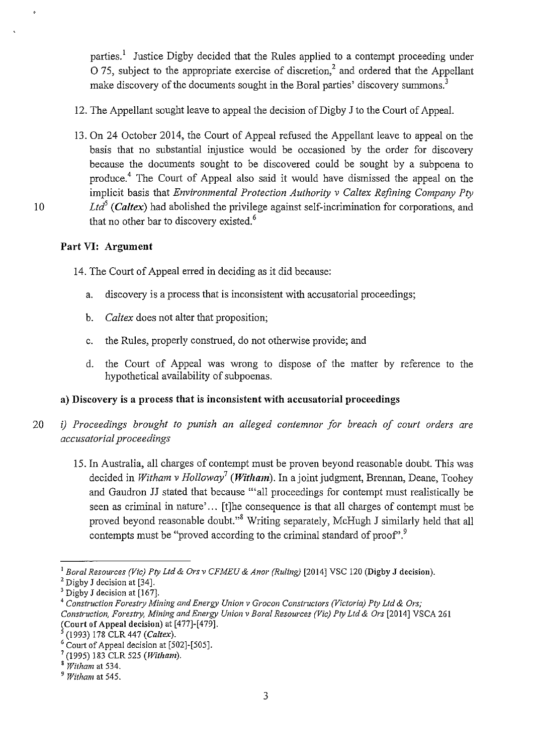parties.[1] Justice Digby decided that the Rules applied to a contempt proceeding under O 75, subject to the appropriate exercise of discretion,[2] and ordered that the Appellant make discovery of the documents sought in the Boral parties' discovery summons.[3]

12. The Appellant sought leave to appeal the decision of Digby J to the Court of Appeal.

13. On 24 October 2014, the Court of Appeal refused the Appellant leave to appeal on the basis that no substantial injustice would be occasioned by the order for discovery because the documents sought to be discovered could be sought by a subpoena to produce.[4] The Court of Appeal also said it would have dismissed the appeal on the implicit basis that *Environmental Protection Authority v Caltex Refining Company Pty Ltd*[5] (***Caltex***) had abolished the privilege against self-incrimination for corporations, and that no other bar to discovery existed.[6]

**Part VI: Argument**

14. The Court of Appeal erred in deciding as it did because:

    a. discovery is a process that is inconsistent with accusatorial proceedings;

    b. *Caltex* does not alter that proposition;

    c. the Rules, properly construed, do not otherwise provide; and

    d. the Court of Appeal was wrong to dispose of the matter by reference to the hypothetical availability of subpoenas.

**a) Discovery is a process that is inconsistent with accusatorial proceedings**

*i) Proceedings brought to punish an alleged contemnor for breach of court orders are accusatorial proceedings*

15. In Australia, all charges of contempt must be proven beyond reasonable doubt. This was decided in *Witham v Holloway*[7] (***Witham***). In a joint judgment, Brennan, Deane, Toohey and Gaudron JJ stated that because "'all proceedings for contempt must realistically be seen as criminal in nature'… [t]he consequence is that all charges of contempt must be proved beyond reasonable doubt."[8] Writing separately, McHugh J similarly held that all contempts must be "proved according to the criminal standard of proof".[9]

---

[1] *Boral Resources (Vic) Pty Ltd & Ors v CFMEU & Anor (Ruling)* [2014] VSC 120 (**Digby J decision**).

[2] Digby J decision at [34].

[3] Digby J decision at [167].

[4] *Construction Forestry Mining and Energy Union v Grocon Constructors (Victoria) Pty Ltd & Ors; Construction, Forestry, Mining and Energy Union v Boral Resources (Vic) Pty Ltd & Ors* [2014] VSCA 261 (**Court of Appeal decision**) at [477]-[479].

[5] (1993) 178 CLR 447 (*Caltex*).

[6] Court of Appeal decision at [502]-[505].

[7] (1995) 183 CLR 525 (*Witham*).

[8] *Witham* at 534.

[9] *Witham* at 545.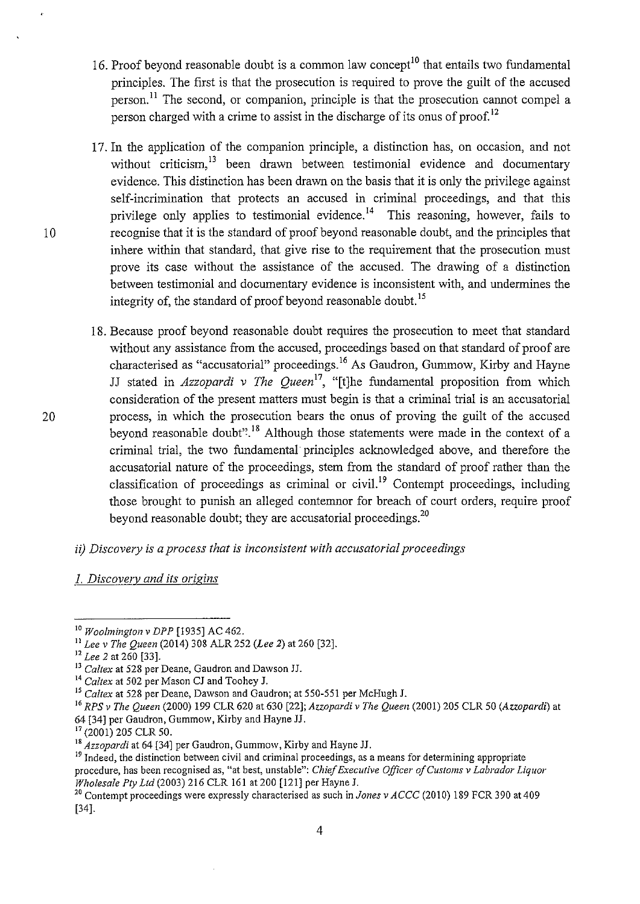16. Proof beyond reasonable doubt is a common law concept[10] that entails two fundamental principles. The first is that the prosecution is required to prove the guilt of the accused person.[11] The second, or companion, principle is that the prosecution cannot compel a person charged with a crime to assist in the discharge of its onus of proof.[12]

17. In the application of the companion principle, a distinction has, on occasion, and not without criticism,[13] been drawn between testimonial evidence and documentary evidence. This distinction has been drawn on the basis that it is only the privilege against self-incrimination that protects an accused in criminal proceedings, and that this privilege only applies to testimonial evidence.[14] This reasoning, however, fails to recognise that it is the standard of proof beyond reasonable doubt, and the principles that inhere within that standard, that give rise to the requirement that the prosecution must prove its case without the assistance of the accused. The drawing of a distinction between testimonial and documentary evidence is inconsistent with, and undermines the integrity of, the standard of proof beyond reasonable doubt.[15]

18. Because proof beyond reasonable doubt requires the prosecution to meet that standard without any assistance from the accused, proceedings based on that standard of proof are characterised as "accusatorial" proceedings.[16] As Gaudron, Gummow, Kirby and Hayne JJ stated in *Azzopardi v The Queen*[17], "[t]he fundamental proposition from which consideration of the present matters must begin is that a criminal trial is an accusatorial process, in which the prosecution bears the onus of proving the guilt of the accused beyond reasonable doubt".[18] Although those statements were made in the context of a criminal trial, the two fundamental principles acknowledged above, and therefore the accusatorial nature of the proceedings, stem from the standard of proof rather than the classification of proceedings as criminal or civil.[19] Contempt proceedings, including those brought to punish an alleged contemnor for breach of court orders, require proof beyond reasonable doubt; they are accusatorial proceedings.[20]

*ii) Discovery is a process that is inconsistent with accusatorial proceedings*

*1. Discovery and its origins*

---

[10] *Woolmington v DPP* [1935] AC 462.

[11] *Lee v The Queen* (2014) 308 ALR 252 (*Lee 2*) at 260 [32].

[12] *Lee 2* at 260 [33].

[13] *Caltex* at 528 per Deane, Gaudron and Dawson JJ.

[14] *Caltex* at 502 per Mason CJ and Toohey J.

[15] *Caltex* at 528 per Deane, Dawson and Gaudron; at 550-551 per McHugh J.

[16] *RPS v The Queen* (2000) 199 CLR 620 at 630 [22]; *Azzopardi v The Queen* (2001) 205 CLR 50 (*Azzopardi*) at 64 [34] per Gaudron, Gummow, Kirby and Hayne JJ.

[17] (2001) 205 CLR 50.

[18] *Azzopardi* at 64 [34] per Gaudron, Gummow, Kirby and Hayne JJ.

[19] Indeed, the distinction between civil and criminal proceedings, as a means for determining appropriate procedure, has been recognised as, "at best, unstable": *Chief Executive Officer of Customs v Labrador Liquor Wholesale Pty Ltd* (2003) 216 CLR 161 at 200 [121] per Hayne J.

[20] Contempt proceedings were expressly characterised as such in *Jones v ACCC* (2010) 189 FCR 390 at 409 [34].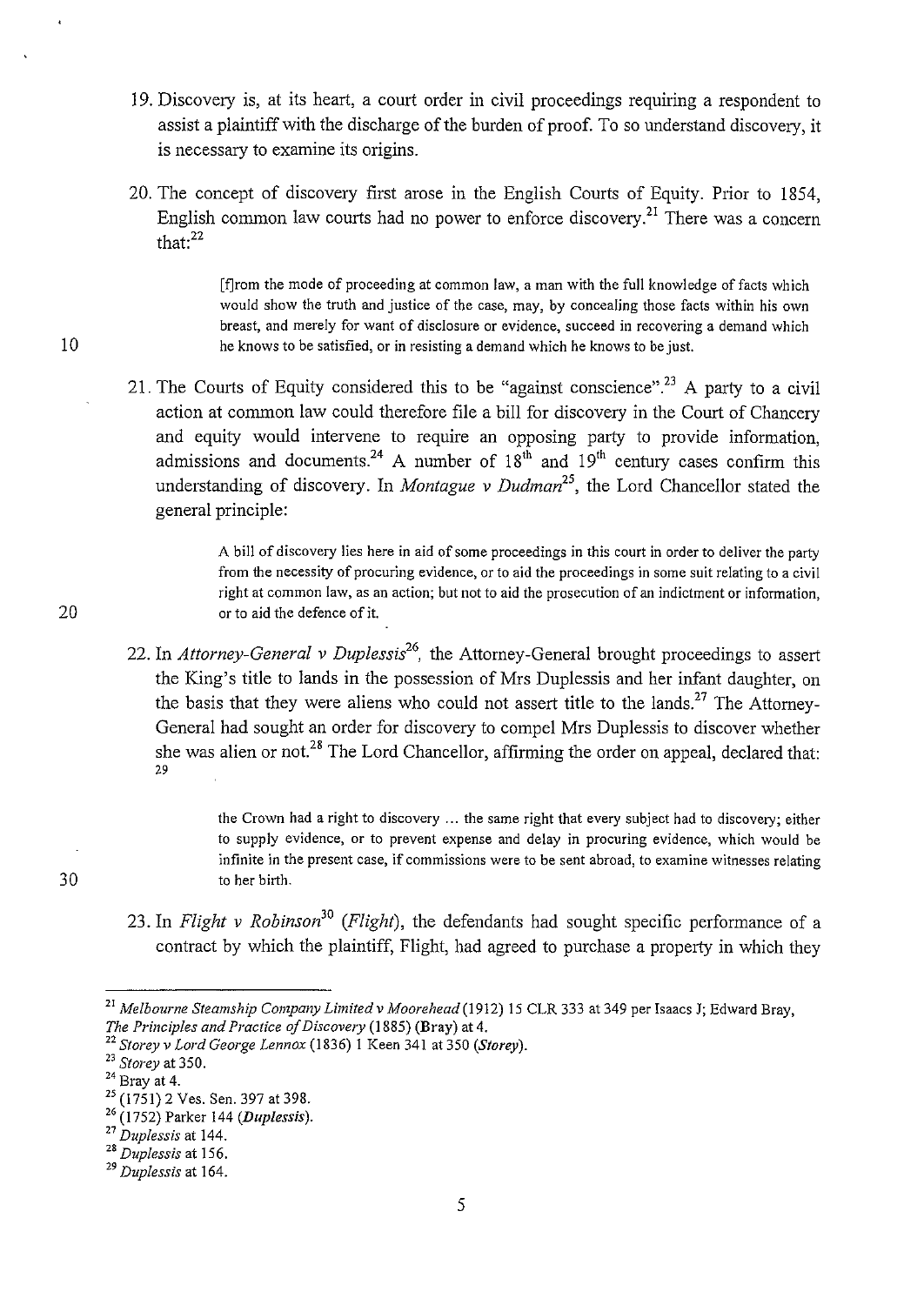19. Discovery is, at its heart, a court order in civil proceedings requiring a respondent to assist a plaintiff with the discharge of the burden of proof. To so understand discovery, it is necessary to examine its origins.

20. The concept of discovery first arose in the English Courts of Equity. Prior to 1854, English common law courts had no power to enforce discovery.[21] There was a concern that:[22]

> [f]rom the mode of proceeding at common law, a man with the full knowledge of facts which would show the truth and justice of the case, may, by concealing those facts within his own breast, and merely for want of disclosure or evidence, succeed in recovering a demand which he knows to be satisfied, or in resisting a demand which he knows to be just.

21. The Courts of Equity considered this to be "against conscience".[23] A party to a civil action at common law could therefore file a bill for discovery in the Court of Chancery and equity would intervene to require an opposing party to provide information, admissions and documents.[24] A number of 18th and 19th century cases confirm this understanding of discovery. In *Montague v Dudman*[25], the Lord Chancellor stated the general principle:

> A bill of discovery lies here in aid of some proceedings in this court in order to deliver the party from the necessity of procuring evidence, or to aid the proceedings in some suit relating to a civil right at common law, as an action; but not to aid the prosecution of an indictment or information, or to aid the defence of it.

22. In *Attorney-General v Duplessis*[26], the Attorney-General brought proceedings to assert the King's title to lands in the possession of Mrs Duplessis and her infant daughter, on the basis that they were aliens who could not assert title to the lands.[27] The Attorney-General had sought an order for discovery to compel Mrs Duplessis to discover whether she was alien or not.[28] The Lord Chancellor, affirming the order on appeal, declared that:[29]

> the Crown had a right to discovery ... the same right that every subject had to discovery; either to supply evidence, or to prevent expense and delay in procuring evidence, which would be infinite in the present case, if commissions were to be sent abroad, to examine witnesses relating to her birth.

23. In *Flight v Robinson*[30] (*Flight*), the defendants had sought specific performance of a contract by which the plaintiff, Flight, had agreed to purchase a property in which they

---

[21] *Melbourne Steamship Company Limited v Moorehead* (1912) 15 CLR 333 at 349 per Isaacs J; Edward Bray, *The Principles and Practice of Discovery* (1885) (**Bray**) at 4.

[22] *Storey v Lord George Lennox* (1836) 1 Keen 341 at 350 (***Storey***).

[23] *Storey* at 350.

[24] Bray at 4.

[25] (1751) 2 Ves. Sen. 397 at 398.

[26] (1752) Parker 144 (***Duplessis***).

[27] *Duplessis* at 144.

[28] *Duplessis* at 156.

[29] *Duplessis* at 164.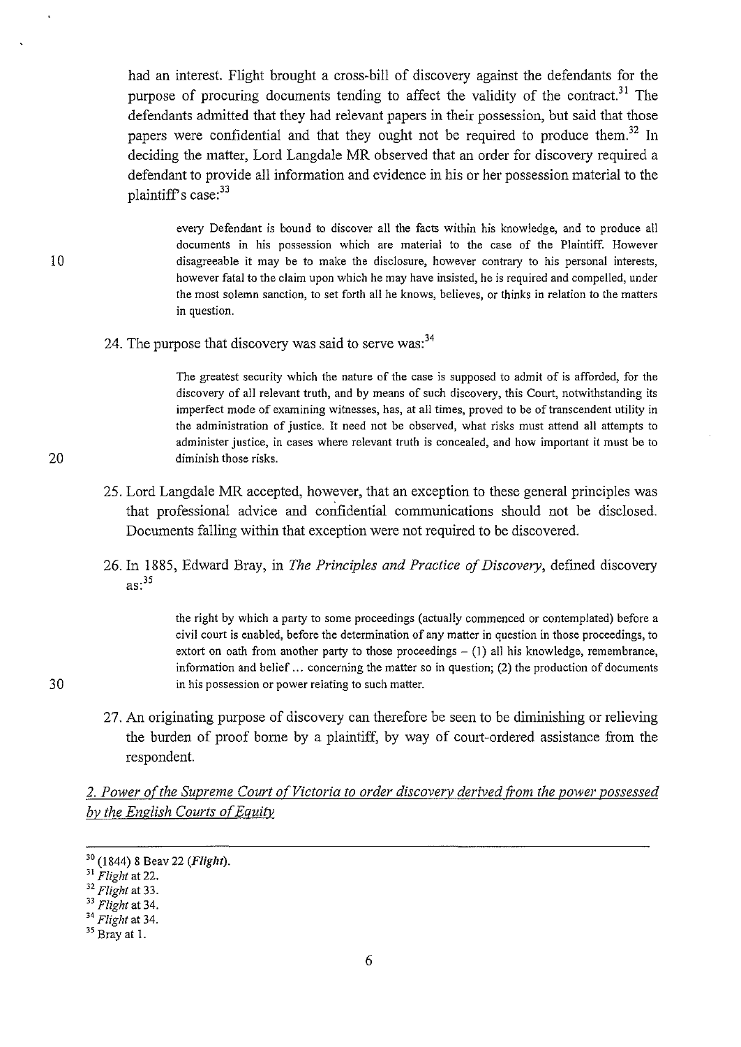had an interest. Flight brought a cross-bill of discovery against the defendants for the purpose of procuring documents tending to affect the validity of the contract.[31] The defendants admitted that they had relevant papers in their possession, but said that those papers were confidential and that they ought not be required to produce them.[32] In deciding the matter, Lord Langdale MR observed that an order for discovery required a defendant to provide all information and evidence in his or her possession material to the plaintiff's case:[33]

> every Defendant is bound to discover all the facts within his knowledge, and to produce all documents in his possession which are material to the case of the Plaintiff. However disagreeable it may be to make the disclosure, however contrary to his personal interests, however fatal to the claim upon which he may have insisted, he is required and compelled, under the most solemn sanction, to set forth all he knows, believes, or thinks in relation to the matters in question.

24. The purpose that discovery was said to serve was:[34]

> The greatest security which the nature of the case is supposed to admit of is afforded, for the discovery of all relevant truth, and by means of such discovery, this Court, notwithstanding its imperfect mode of examining witnesses, has, at all times, proved to be of transcendent utility in the administration of justice. It need not be observed, what risks must attend all attempts to administer justice, in cases where relevant truth is concealed, and how important it must be to diminish those risks.

25. Lord Langdale MR accepted, however, that an exception to these general principles was that professional advice and confidential communications should not be disclosed. Documents falling within that exception were not required to be discovered.

26. In 1885, Edward Bray, in *The Principles and Practice of Discovery*, defined discovery as:[35]

> the right by which a party to some proceedings (actually commenced or contemplated) before a civil court is enabled, before the determination of any matter in question in those proceedings, to extort on oath from another party to those proceedings – (1) all his knowledge, remembrance, information and belief ... concerning the matter so in question; (2) the production of documents in his possession or power relating to such matter.

27. An originating purpose of discovery can therefore be seen to be diminishing or relieving the burden of proof borne by a plaintiff, by way of court-ordered assistance from the respondent.

*2. Power of the Supreme Court of Victoria to order discovery derived from the power possessed by the English Courts of Equity*

---

[30] (1844) 8 Beav 22 (***Flight***).

[31] *Flight* at 22.

[32] *Flight* at 33.

[33] *Flight* at 34.

[34] *Flight* at 34.

[35] Bray at 1.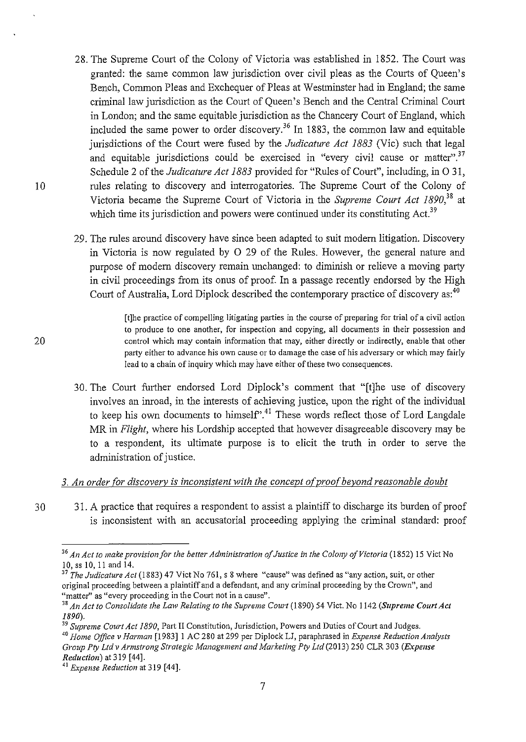28. The Supreme Court of the Colony of Victoria was established in 1852. The Court was granted: the same common law jurisdiction over civil pleas as the Courts of Queen's Bench, Common Pleas and Exchequer of Pleas at Westminster had in England; the same criminal law jurisdiction as the Court of Queen's Bench and the Central Criminal Court in London; and the same equitable jurisdiction as the Chancery Court of England, which included the same power to order discovery.[36] In 1883, the common law and equitable jurisdictions of the Court were fused by the *Judicature Act 1883* (Vic) such that legal and equitable jurisdictions could be exercised in "every civil cause or matter".[37] Schedule 2 of the *Judicature Act 1883* provided for "Rules of Court", including, in O 31, rules relating to discovery and interrogatories. The Supreme Court of the Colony of Victoria became the Supreme Court of Victoria in the *Supreme Court Act 1890*,[38] at which time its jurisdiction and powers were continued under its constituting Act.[39]

29. The rules around discovery have since been adapted to suit modern litigation. Discovery in Victoria is now regulated by O 29 of the Rules. However, the general nature and purpose of modern discovery remain unchanged: to diminish or relieve a moving party in civil proceedings from its onus of proof. In a passage recently endorsed by the High Court of Australia, Lord Diplock described the contemporary practice of discovery as:[40]

> [t]he practice of compelling litigating parties in the course of preparing for trial of a civil action to produce to one another, for inspection and copying, all documents in their possession and control which may contain information that may, either directly or indirectly, enable that other party either to advance his own cause or to damage the case of his adversary or which may fairly lead to a chain of inquiry which may have either of these two consequences.

30. The Court further endorsed Lord Diplock's comment that "[t]he use of discovery involves an inroad, in the interests of achieving justice, upon the right of the individual to keep his own documents to himself".[41] These words reflect those of Lord Langdale MR in *Flight*, where his Lordship accepted that however disagreeable discovery may be to a respondent, its ultimate purpose is to elicit the truth in order to serve the administration of justice.

### *3. An order for discovery is inconsistent with the concept of proof beyond reasonable doubt*

31. A practice that requires a respondent to assist a plaintiff to discharge its burden of proof is inconsistent with an accusatorial proceeding applying the criminal standard: proof

---

[36] *An Act to make provision for the better Administration of Justice in the Colony of Victoria* (1852) 15 Vict No 10, ss 10, 11 and 14.

[37] *The Judicature Act* (1883) 47 Vict No 761, s 8 where "cause" was defined as "any action, suit, or other original proceeding between a plaintiff and a defendant, and any criminal proceeding by the Crown", and "matter" as "every proceeding in the Court not in a cause".

[38] *An Act to Consolidate the Law Relating to the Supreme Court* (1890) 54 Vict. No 1142 (***Supreme Court Act 1890***).

[39] *Supreme Court Act 1890*, Part II Constitution, Jurisdiction, Powers and Duties of Court and Judges.

[40] *Home Office v Harman* [1983] 1 AC 280 at 299 per Diplock LJ, paraphrased in *Expense Reduction Analysts Group Pty Ltd v Armstrong Strategic Management and Marketing Pty Ltd* (2013) 250 CLR 303 (***Expense Reduction***) at 319 [44].

[41] *Expense Reduction* at 319 [44].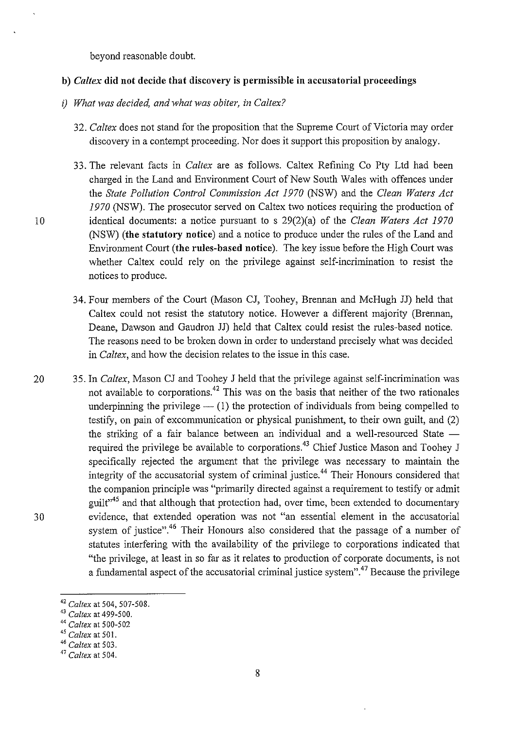beyond reasonable doubt.

### b) *Caltex* did not decide that discovery is permissible in accusatorial proceedings

*i) What was decided, and what was obiter, in Caltex?*

32. *Caltex* does not stand for the proposition that the Supreme Court of Victoria may order discovery in a contempt proceeding. Nor does it support this proposition by analogy.

33. The relevant facts in *Caltex* are as follows. Caltex Refining Co Pty Ltd had been charged in the Land and Environment Court of New South Wales with offences under the *State Pollution Control Commission Act 1970* (NSW) and the *Clean Waters Act 1970* (NSW). The prosecutor served on Caltex two notices requiring the production of identical documents: a notice pursuant to s 29(2)(a) of the *Clean Waters Act 1970* (NSW) (**the statutory notice**) and a notice to produce under the rules of the Land and Environment Court (**the rules-based notice**). The key issue before the High Court was whether Caltex could rely on the privilege against self-incrimination to resist the notices to produce.

34. Four members of the Court (Mason CJ, Toohey, Brennan and McHugh JJ) held that Caltex could not resist the statutory notice. However a different majority (Brennan, Deane, Dawson and Gaudron JJ) held that Caltex could resist the rules-based notice. The reasons need to be broken down in order to understand precisely what was decided in *Caltex*, and how the decision relates to the issue in this case.

35. In *Caltex*, Mason CJ and Toohey J held that the privilege against self-incrimination was not available to corporations.[42] This was on the basis that neither of the two rationales underpinning the privilege — (1) the protection of individuals from being compelled to testify, on pain of excommunication or physical punishment, to their own guilt, and (2) the striking of a fair balance between an individual and a well-resourced State — required the privilege be available to corporations.[43] Chief Justice Mason and Toohey J specifically rejected the argument that the privilege was necessary to maintain the integrity of the accusatorial system of criminal justice.[44] Their Honours considered that the companion principle was "primarily directed against a requirement to testify or admit guilt"[45] and that although that protection had, over time, been extended to documentary evidence, that extended operation was not "an essential element in the accusatorial system of justice".[46] Their Honours also considered that the passage of a number of statutes interfering with the availability of the privilege to corporations indicated that "the privilege, at least in so far as it relates to production of corporate documents, is not a fundamental aspect of the accusatorial criminal justice system".[47] Because the privilege

---

[42] *Caltex* at 504, 507-508.
[43] *Caltex* at 499-500.
[44] *Caltex* at 500-502
[45] *Caltex* at 501.
[46] *Caltex* at 503.
[47] *Caltex* at 504.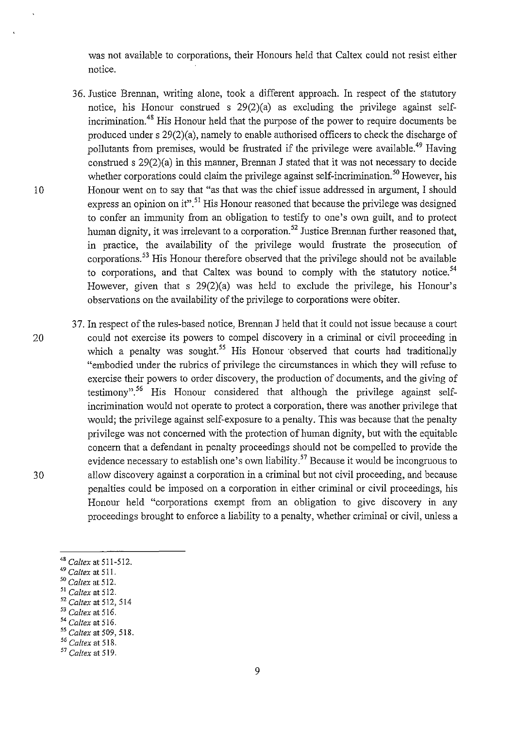was not available to corporations, their Honours held that Caltex could not resist either notice.

36. Justice Brennan, writing alone, took a different approach. In respect of the statutory notice, his Honour construed s 29(2)(a) as excluding the privilege against self-incrimination.[48] His Honour held that the purpose of the power to require documents be produced under s 29(2)(a), namely to enable authorised officers to check the discharge of pollutants from premises, would be frustrated if the privilege were available.[49] Having construed s 29(2)(a) in this manner, Brennan J stated that it was not necessary to decide whether corporations could claim the privilege against self-incrimination.[50] However, his Honour went on to say that "as that was the chief issue addressed in argument, I should express an opinion on it".[51] His Honour reasoned that because the privilege was designed to confer an immunity from an obligation to testify to one's own guilt, and to protect human dignity, it was irrelevant to a corporation.[52] Justice Brennan further reasoned that, in practice, the availability of the privilege would frustrate the prosecution of corporations.[53] His Honour therefore observed that the privilege should not be available to corporations, and that Caltex was bound to comply with the statutory notice.[54] However, given that s 29(2)(a) was held to exclude the privilege, his Honour's observations on the availability of the privilege to corporations were obiter.

37. In respect of the rules-based notice, Brennan J held that it could not issue because a court could not exercise its powers to compel discovery in a criminal or civil proceeding in which a penalty was sought.[55] His Honour observed that courts had traditionally "embodied under the rubrics of privilege the circumstances in which they will refuse to exercise their powers to order discovery, the production of documents, and the giving of testimony".[56] His Honour considered that although the privilege against self-incrimination would not operate to protect a corporation, there was another privilege that would; the privilege against self-exposure to a penalty. This was because that the penalty privilege was not concerned with the protection of human dignity, but with the equitable concern that a defendant in penalty proceedings should not be compelled to provide the evidence necessary to establish one's own liability.[57] Because it would be incongruous to allow discovery against a corporation in a criminal but not civil proceeding, and because penalties could be imposed on a corporation in either criminal or civil proceedings, his Honour held "corporations exempt from an obligation to give discovery in any proceedings brought to enforce a liability to a penalty, whether criminal or civil, unless a

---

[48] *Caltex* at 511-512.
[49] *Caltex* at 511.
[50] *Caltex* at 512.
[51] *Caltex* at 512.
[52] *Caltex* at 512, 514
[53] *Caltex* at 516.
[54] *Caltex* at 516.
[55] *Caltex* at 509, 518.
[56] *Caltex* at 518.
[57] *Caltex* at 519.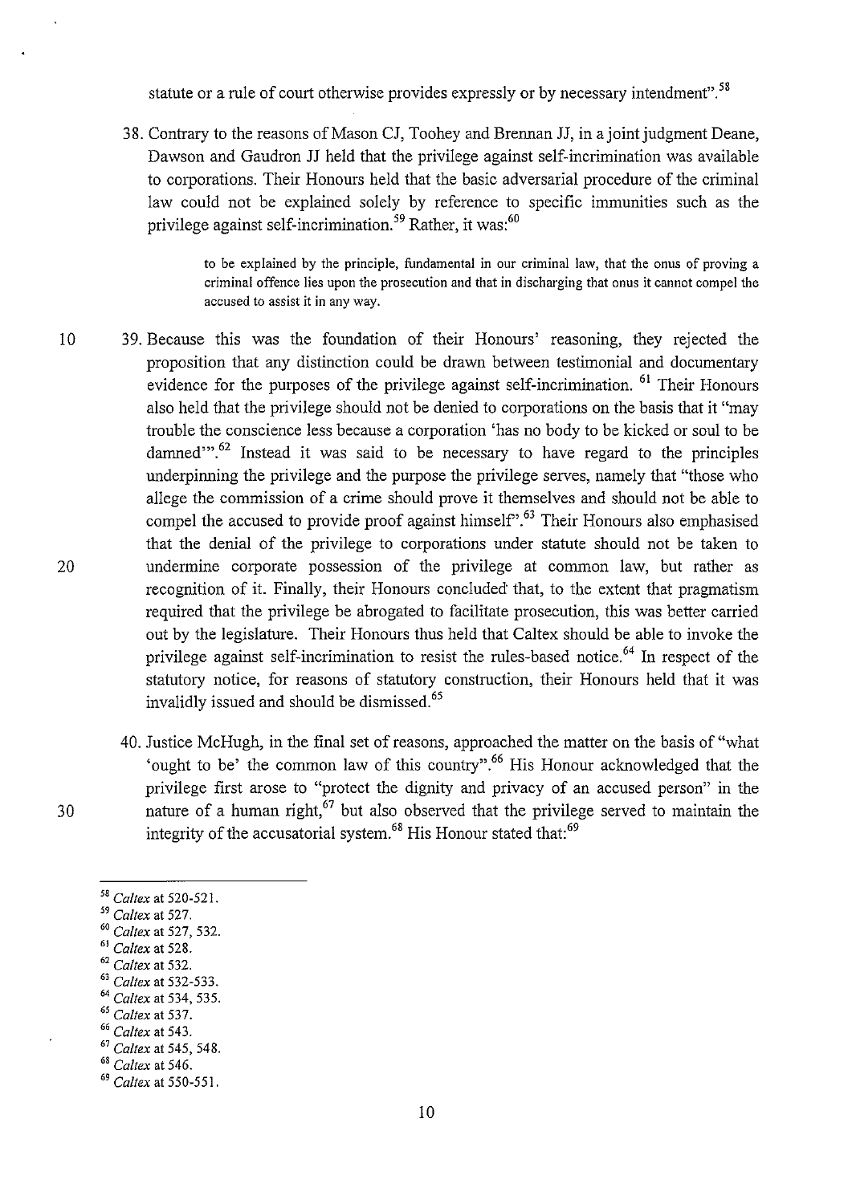statute or a rule of court otherwise provides expressly or by necessary intendment".[58]

38. Contrary to the reasons of Mason CJ, Toohey and Brennan JJ, in a joint judgment Deane, Dawson and Gaudron JJ held that the privilege against self-incrimination was available to corporations. Their Honours held that the basic adversarial procedure of the criminal law could not be explained solely by reference to specific immunities such as the privilege against self-incrimination.[59] Rather, it was:[60]

> to be explained by the principle, fundamental in our criminal law, that the onus of proving a criminal offence lies upon the prosecution and that in discharging that onus it cannot compel the accused to assist it in any way.

39. Because this was the foundation of their Honours' reasoning, they rejected the proposition that any distinction could be drawn between testimonial and documentary evidence for the purposes of the privilege against self-incrimination.[61] Their Honours also held that the privilege should not be denied to corporations on the basis that it "may trouble the conscience less because a corporation 'has no body to be kicked or soul to be damned'".[62] Instead it was said to be necessary to have regard to the principles underpinning the privilege and the purpose the privilege serves, namely that "those who allege the commission of a crime should prove it themselves and should not be able to compel the accused to provide proof against himself".[63] Their Honours also emphasised that the denial of the privilege to corporations under statute should not be taken to undermine corporate possession of the privilege at common law, but rather as recognition of it. Finally, their Honours concluded that, to the extent that pragmatism required that the privilege be abrogated to facilitate prosecution, this was better carried out by the legislature. Their Honours thus held that Caltex should be able to invoke the privilege against self-incrimination to resist the rules-based notice.[64] In respect of the statutory notice, for reasons of statutory construction, their Honours held that it was invalidly issued and should be dismissed.[65]

40. Justice McHugh, in the final set of reasons, approached the matter on the basis of "what 'ought to be' the common law of this country".[66] His Honour acknowledged that the privilege first arose to "protect the dignity and privacy of an accused person" in the nature of a human right,[67] but also observed that the privilege served to maintain the integrity of the accusatorial system.[68] His Honour stated that:[69]

---

[58] *Caltex* at 520-521.
[59] *Caltex* at 527.
[60] *Caltex* at 527, 532.
[61] *Caltex* at 528.
[62] *Caltex* at 532.
[63] *Caltex* at 532-533.
[64] *Caltex* at 534, 535.
[65] *Caltex* at 537.
[66] *Caltex* at 543.
[67] *Caltex* at 545, 548.
[68] *Caltex* at 546.
[69] *Caltex* at 550-551.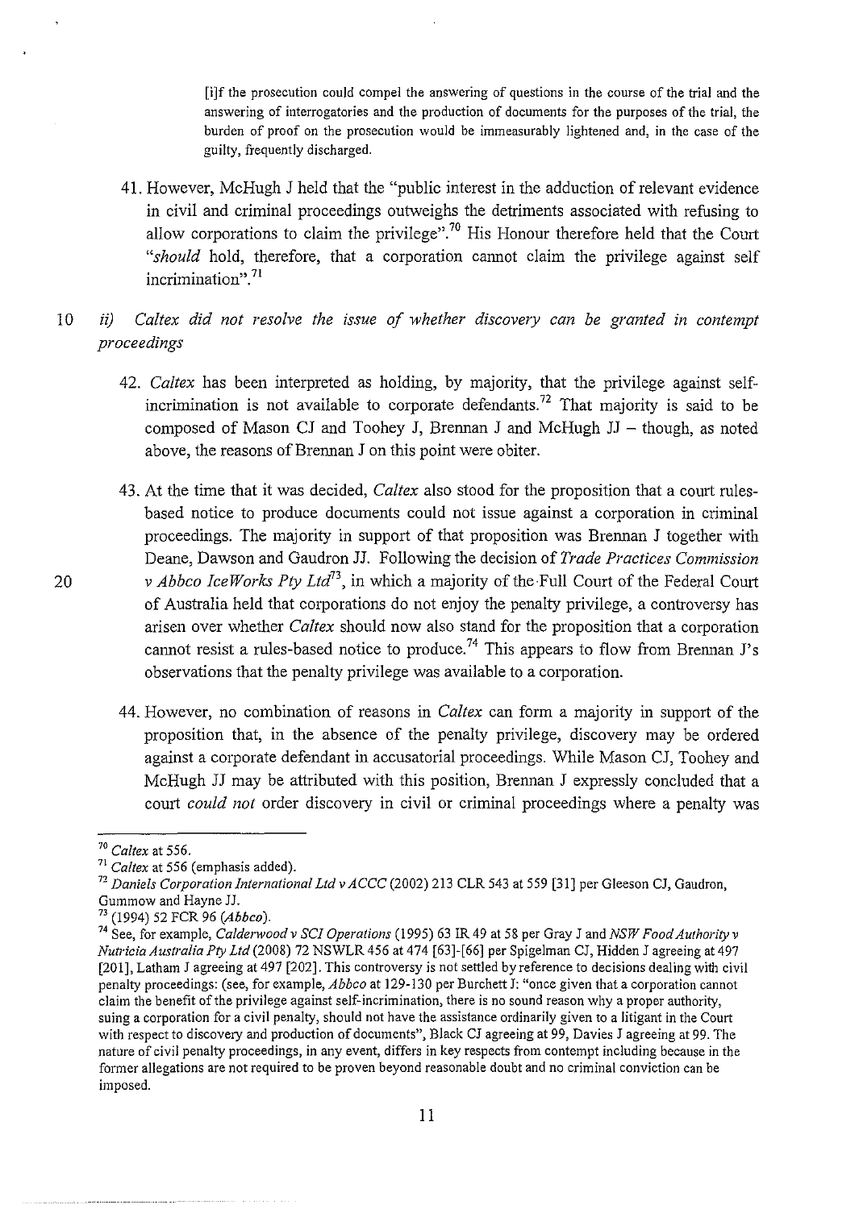> [i]f the prosecution could compel the answering of questions in the course of the trial and the answering of interrogatories and the production of documents for the purposes of the trial, the burden of proof on the prosecution would be immeasurably lightened and, in the case of the guilty, frequently discharged.

41. However, McHugh J held that the "public interest in the adduction of relevant evidence in civil and criminal proceedings outweighs the detriments associated with refusing to allow corporations to claim the privilege".[70] His Honour therefore held that the Court "*should* hold, therefore, that a corporation cannot claim the privilege against self incrimination".[71]

*ii) Caltex did not resolve the issue of whether discovery can be granted in contempt proceedings*

42. *Caltex* has been interpreted as holding, by majority, that the privilege against self-incrimination is not available to corporate defendants.[72] That majority is said to be composed of Mason CJ and Toohey J, Brennan J and McHugh JJ – though, as noted above, the reasons of Brennan J on this point were obiter.

43. At the time that it was decided, *Caltex* also stood for the proposition that a court rules-based notice to produce documents could not issue against a corporation in criminal proceedings. The majority in support of that proposition was Brennan J together with Deane, Dawson and Gaudron JJ. Following the decision of *Trade Practices Commission v Abbco IceWorks Pty Ltd*[73], in which a majority of the Full Court of the Federal Court of Australia held that corporations do not enjoy the penalty privilege, a controversy has arisen over whether *Caltex* should now also stand for the proposition that a corporation cannot resist a rules-based notice to produce.[74] This appears to flow from Brennan J's observations that the penalty privilege was available to a corporation.

44. However, no combination of reasons in *Caltex* can form a majority in support of the proposition that, in the absence of the penalty privilege, discovery may be ordered against a corporate defendant in accusatorial proceedings. While Mason CJ, Toohey and McHugh JJ may be attributed with this position, Brennan J expressly concluded that a court *could not* order discovery in civil or criminal proceedings where a penalty was

---

[70] *Caltex* at 556.

[71] *Caltex* at 556 (emphasis added).

[72] *Daniels Corporation International Ltd v ACCC* (2002) 213 CLR 543 at 559 [31] per Gleeson CJ, Gaudron, Gummow and Hayne JJ.

[73] (1994) 52 FCR 96 (*Abbco*).

[74] See, for example, *Calderwood v SCI Operations* (1995) 63 IR 49 at 58 per Gray J and *NSW Food Authority v Nutricia Australia Pty Ltd* (2008) 72 NSWLR 456 at 474 [63]-[66] per Spigelman CJ, Hidden J agreeing at 497 [201], Latham J agreeing at 497 [202]. This controversy is not settled by reference to decisions dealing with civil penalty proceedings: (see, for example, *Abbco* at 129-130 per Burchett J: "once given that a corporation cannot claim the benefit of the privilege against self-incrimination, there is no sound reason why a proper authority, suing a corporation for a civil penalty, should not have the assistance ordinarily given to a litigant in the Court with respect to discovery and production of documents", Black CJ agreeing at 99, Davies J agreeing at 99. The nature of civil penalty proceedings, in any event, differs in key respects from contempt including because in the former allegations are not required to be proven beyond reasonable doubt and no criminal conviction can be imposed.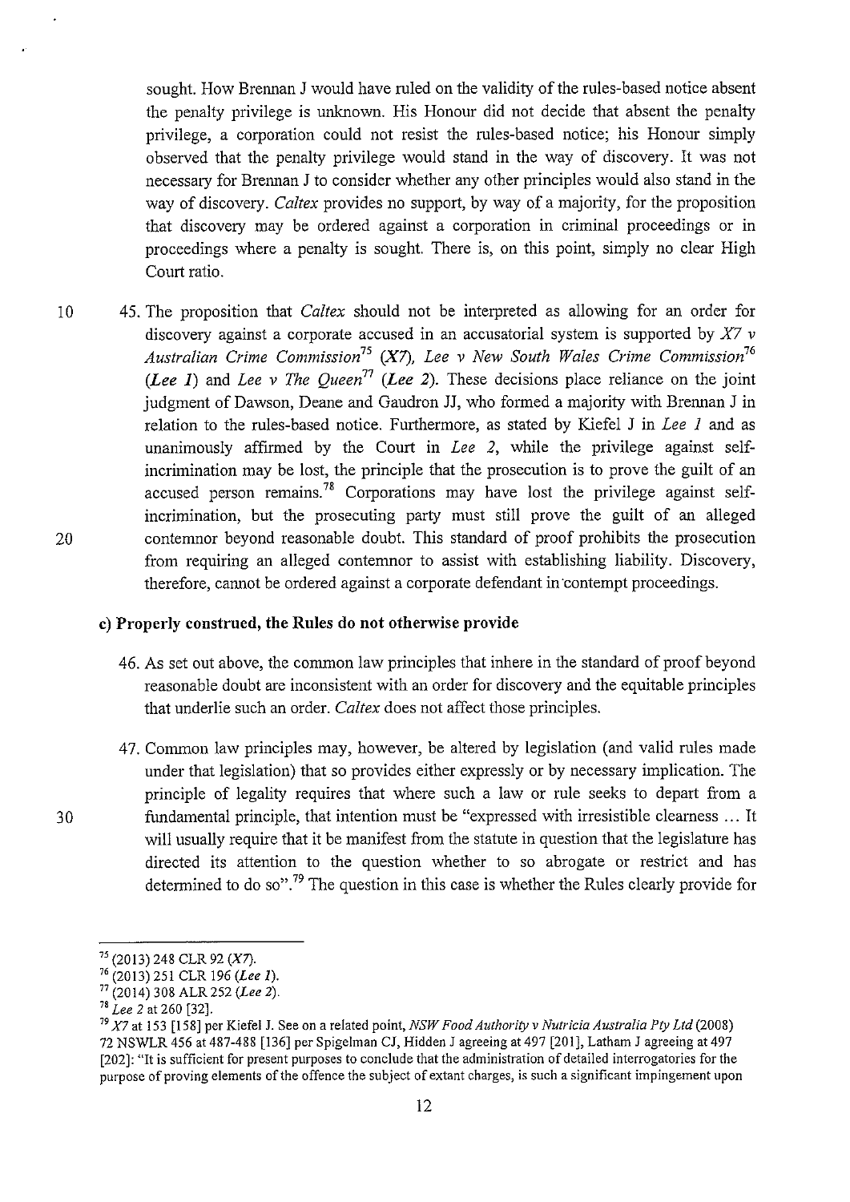sought. How Brennan J would have ruled on the validity of the rules-based notice absent the penalty privilege is unknown. His Honour did not decide that absent the penalty privilege, a corporation could not resist the rules-based notice; his Honour simply observed that the penalty privilege would stand in the way of discovery. It was not necessary for Brennan J to consider whether any other principles would also stand in the way of discovery. *Caltex* provides no support, by way of a majority, for the proposition that discovery may be ordered against a corporation in criminal proceedings or in proceedings where a penalty is sought. There is, on this point, simply no clear High Court ratio.

45. The proposition that *Caltex* should not be interpreted as allowing for an order for discovery against a corporate accused in an accusatorial system is supported by *X7 v Australian Crime Commission*[75] (*X7*), *Lee v New South Wales Crime Commission*[76] (*Lee 1*) and *Lee v The Queen*[77] (*Lee 2*). These decisions place reliance on the joint judgment of Dawson, Deane and Gaudron JJ, who formed a majority with Brennan J in relation to the rules-based notice. Furthermore, as stated by Kiefel J in *Lee 1* and as unanimously affirmed by the Court in *Lee 2*, while the privilege against self-incrimination may be lost, the principle that the prosecution is to prove the guilt of an accused person remains.[78] Corporations may have lost the privilege against self-incrimination, but the prosecuting party must still prove the guilt of an alleged contemnor beyond reasonable doubt. This standard of proof prohibits the prosecution from requiring an alleged contemnor to assist with establishing liability. Discovery, therefore, cannot be ordered against a corporate defendant in contempt proceedings.

### c) Properly construed, the Rules do not otherwise provide

46. As set out above, the common law principles that inhere in the standard of proof beyond reasonable doubt are inconsistent with an order for discovery and the equitable principles that underlie such an order. *Caltex* does not affect those principles.

47. Common law principles may, however, be altered by legislation (and valid rules made under that legislation) that so provides either expressly or by necessary implication. The principle of legality requires that where such a law or rule seeks to depart from a fundamental principle, that intention must be "expressed with irresistible clearness ... It will usually require that it be manifest from the statute in question that the legislature has directed its attention to the question whether to so abrogate or restrict and has determined to do so".[79] The question in this case is whether the Rules clearly provide for

---

[75] (2013) 248 CLR 92 (*X7*).

[76] (2013) 251 CLR 196 (*Lee 1*).

[77] (2014) 308 ALR 252 (*Lee 2*).

[78] *Lee 2* at 260 [32].

[79] *X7* at 153 [158] per Kiefel J. See on a related point, *NSW Food Authority v Nutricia Australia Pty Ltd* (2008) 72 NSWLR 456 at 487-488 [136] per Spigelman CJ, Hidden J agreeing at 497 [201], Latham J agreeing at 497 [202]: "It is sufficient for present purposes to conclude that the administration of detailed interrogatories for the purpose of proving elements of the offence the subject of extant charges, is such a significant impingement upon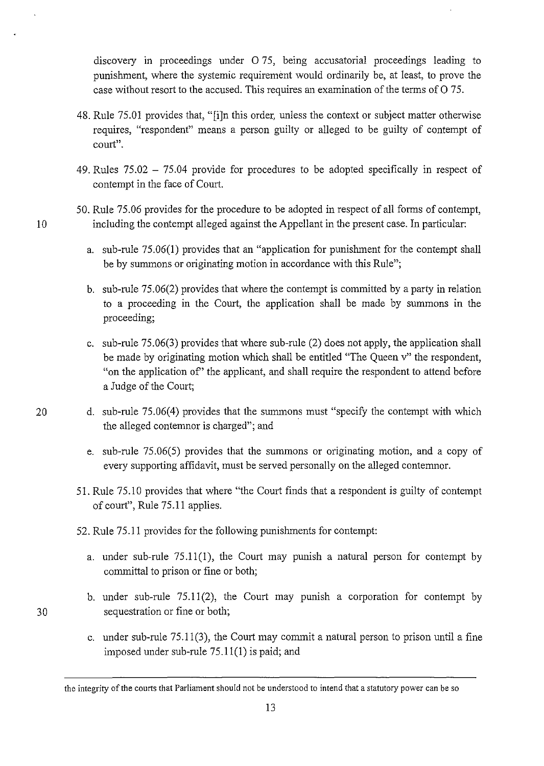discovery in proceedings under O 75, being accusatorial proceedings leading to punishment, where the systemic requirement would ordinarily be, at least, to prove the case without resort to the accused. This requires an examination of the terms of O 75.

48. Rule 75.01 provides that, "[i]n this order, unless the context or subject matter otherwise requires, "respondent" means a person guilty or alleged to be guilty of contempt of court".

49. Rules 75.02 – 75.04 provide for procedures to be adopted specifically in respect of contempt in the face of Court.

50. Rule 75.06 provides for the procedure to be adopted in respect of all forms of contempt, including the contempt alleged against the Appellant in the present case. In particular:

    a. sub-rule 75.06(1) provides that an "application for punishment for the contempt shall be by summons or originating motion in accordance with this Rule";

    b. sub-rule 75.06(2) provides that where the contempt is committed by a party in relation to a proceeding in the Court, the application shall be made by summons in the proceeding;

    c. sub-rule 75.06(3) provides that where sub-rule (2) does not apply, the application shall be made by originating motion which shall be entitled "The Queen v" the respondent, "on the application of" the applicant, and shall require the respondent to attend before a Judge of the Court;

    d. sub-rule 75.06(4) provides that the summons must "specify the contempt with which the alleged contemnor is charged"; and

    e. sub-rule 75.06(5) provides that the summons or originating motion, and a copy of every supporting affidavit, must be served personally on the alleged contemnor.

51. Rule 75.10 provides that where "the Court finds that a respondent is guilty of contempt of court", Rule 75.11 applies.

52. Rule 75.11 provides for the following punishments for contempt:

    a. under sub-rule 75.11(1), the Court may punish a natural person for contempt by committal to prison or fine or both;

    b. under sub-rule 75.11(2), the Court may punish a corporation for contempt by sequestration or fine or both;

    c. under sub-rule 75.11(3), the Court may commit a natural person to prison until a fine imposed under sub-rule 75.11(1) is paid; and

---

the integrity of the courts that Parliament should not be understood to intend that a statutory power can be so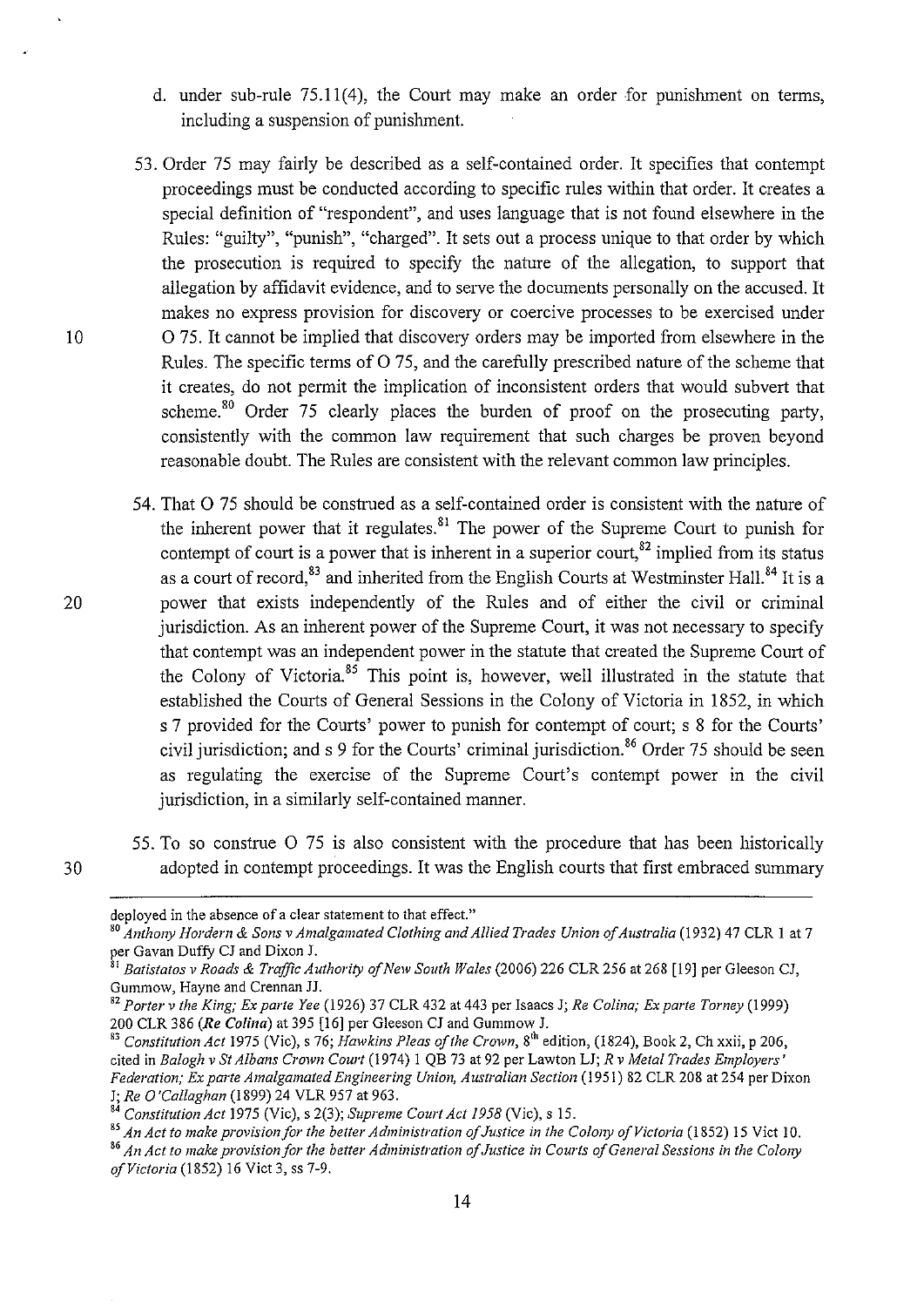d. under sub-rule 75.11(4), the Court may make an order for punishment on terms, including a suspension of punishment.

53. Order 75 may fairly be described as a self-contained order. It specifies that contempt proceedings must be conducted according to specific rules within that order. It creates a special definition of "respondent", and uses language that is not found elsewhere in the Rules: "guilty", "punish", "charged". It sets out a process unique to that order by which the prosecution is required to specify the nature of the allegation, to support that allegation by affidavit evidence, and to serve the documents personally on the accused. It makes no express provision for discovery or coercive processes to be exercised under O 75. It cannot be implied that discovery orders may be imported from elsewhere in the Rules. The specific terms of O 75, and the carefully prescribed nature of the scheme that it creates, do not permit the implication of inconsistent orders that would subvert that scheme.[80] Order 75 clearly places the burden of proof on the prosecuting party, consistently with the common law requirement that such charges be proven beyond reasonable doubt. The Rules are consistent with the relevant common law principles.

54. That O 75 should be construed as a self-contained order is consistent with the nature of the inherent power that it regulates.[81] The power of the Supreme Court to punish for contempt of court is a power that is inherent in a superior court,[82] implied from its status as a court of record,[83] and inherited from the English Courts at Westminster Hall.[84] It is a power that exists independently of the Rules and of either the civil or criminal jurisdiction. As an inherent power of the Supreme Court, it was not necessary to specify that contempt was an independent power in the statute that created the Supreme Court of the Colony of Victoria.[85] This point is, however, well illustrated in the statute that established the Courts of General Sessions in the Colony of Victoria in 1852, in which s 7 provided for the Courts' power to punish for contempt of court; s 8 for the Courts' civil jurisdiction; and s 9 for the Courts' criminal jurisdiction.[86] Order 75 should be seen as regulating the exercise of the Supreme Court's contempt power in the civil jurisdiction, in a similarly self-contained manner.

55. To so construe O 75 is also consistent with the procedure that has been historically adopted in contempt proceedings. It was the English courts that first embraced summary

---

deployed in the absence of a clear statement to that effect."

[80] *Anthony Hordern & Sons v Amalgamated Clothing and Allied Trades Union of Australia* (1932) 47 CLR 1 at 7 per Gavan Duffy CJ and Dixon J.

[81] *Batistatos v Roads & Traffic Authority of New South Wales* (2006) 226 CLR 256 at 268 [19] per Gleeson CJ, Gummow, Hayne and Crennan JJ.

[82] *Porter v the King; Ex parte Yee* (1926) 37 CLR 432 at 443 per Isaacs J; *Re Colina; Ex parte Torney* (1999) 200 CLR 386 (*Re Colina*) at 395 [16] per Gleeson CJ and Gummow J.

[83] *Constitution Act* 1975 (Vic), s 76; *Hawkins Pleas of the Crown*, 8th edition, (1824), Book 2, Ch xxii, p 206, cited in *Balogh v St Albans Crown Court* (1974) 1 QB 73 at 92 per Lawton LJ; *R v Metal Trades Employers' Federation; Ex parte Amalgamated Engineering Union, Australian Section* (1951) 82 CLR 208 at 254 per Dixon J; *Re O'Callaghan* (1899) 24 VLR 957 at 963.

[84] *Constitution Act* 1975 (Vic), s 2(3); *Supreme Court Act 1958* (Vic), s 15.

[85] *An Act to make provision for the better Administration of Justice in the Colony of Victoria* (1852) 15 Vict 10.

[86] *An Act to make provision for the better Administration of Justice in Courts of General Sessions in the Colony of Victoria* (1852) 16 Vict 3, ss 7-9.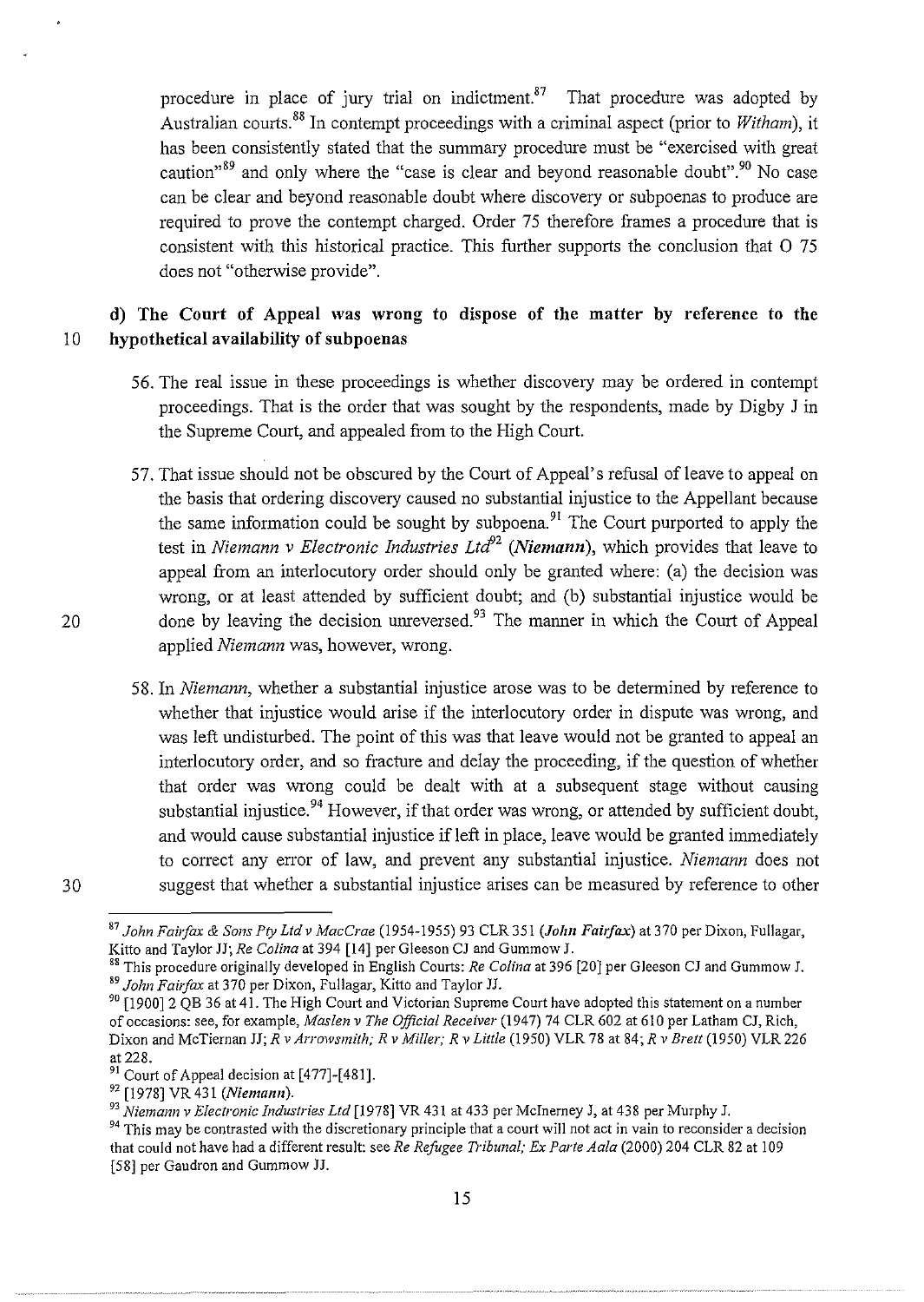procedure in place of jury trial on indictment.[87] That procedure was adopted by Australian courts.[88] In contempt proceedings with a criminal aspect (prior to *Witham*), it has been consistently stated that the summary procedure must be "exercised with great caution"[89] and only where the "case is clear and beyond reasonable doubt".[90] No case can be clear and beyond reasonable doubt where discovery or subpoenas to produce are required to prove the contempt charged. Order 75 therefore frames a procedure that is consistent with this historical practice. This further supports the conclusion that O 75 does not "otherwise provide".

**d) The Court of Appeal was wrong to dispose of the matter by reference to the hypothetical availability of subpoenas**

56. The real issue in these proceedings is whether discovery may be ordered in contempt proceedings. That is the order that was sought by the respondents, made by Digby J in the Supreme Court, and appealed from to the High Court.

57. That issue should not be obscured by the Court of Appeal's refusal of leave to appeal on the basis that ordering discovery caused no substantial injustice to the Appellant because the same information could be sought by subpoena.[91] The Court purported to apply the test in *Niemann v Electronic Industries Ltd*[92] (***Niemann***), which provides that leave to appeal from an interlocutory order should only be granted where: (a) the decision was wrong, or at least attended by sufficient doubt; and (b) substantial injustice would be done by leaving the decision unreversed.[93] The manner in which the Court of Appeal applied *Niemann* was, however, wrong.

58. In *Niemann*, whether a substantial injustice arose was to be determined by reference to whether that injustice would arise if the interlocutory order in dispute was wrong, and was left undisturbed. The point of this was that leave would not be granted to appeal an interlocutory order, and so fracture and delay the proceeding, if the question of whether that order was wrong could be dealt with at a subsequent stage without causing substantial injustice.[94] However, if that order was wrong, or attended by sufficient doubt, and would cause substantial injustice if left in place, leave would be granted immediately to correct any error of law, and prevent any substantial injustice. *Niemann* does not suggest that whether a substantial injustice arises can be measured by reference to other

---

[87] *John Fairfax & Sons Pty Ltd v MacCrae* (1954-1955) 93 CLR 351 (***John Fairfax***) at 370 per Dixon, Fullagar, Kitto and Taylor JJ; *Re Colina* at 394 [14] per Gleeson CJ and Gummow J.

[88] This procedure originally developed in English Courts: *Re Colina* at 396 [20] per Gleeson CJ and Gummow J.

[89] *John Fairfax* at 370 per Dixon, Fullagar, Kitto and Taylor JJ.

[90] [1900] 2 QB 36 at 41. The High Court and Victorian Supreme Court have adopted this statement on a number of occasions: see, for example, *Maslen v The Official Receiver* (1947) 74 CLR 602 at 610 per Latham CJ, Rich, Dixon and McTiernan JJ; *R v Arrowsmith; R v Miller; R v Little* (1950) VLR 78 at 84; *R v Brett* (1950) VLR 226 at 228.

[91] Court of Appeal decision at [477]-[481].

[92] [1978] VR 431 (***Niemann***).

[93] *Niemann v Electronic Industries Ltd* [1978] VR 431 at 433 per McInerney J, at 438 per Murphy J.

[94] This may be contrasted with the discretionary principle that a court will not act in vain to reconsider a decision that could not have had a different result: see *Re Refugee Tribunal; Ex Parte Aala* (2000) 204 CLR 82 at 109 [58] per Gaudron and Gummow JJ.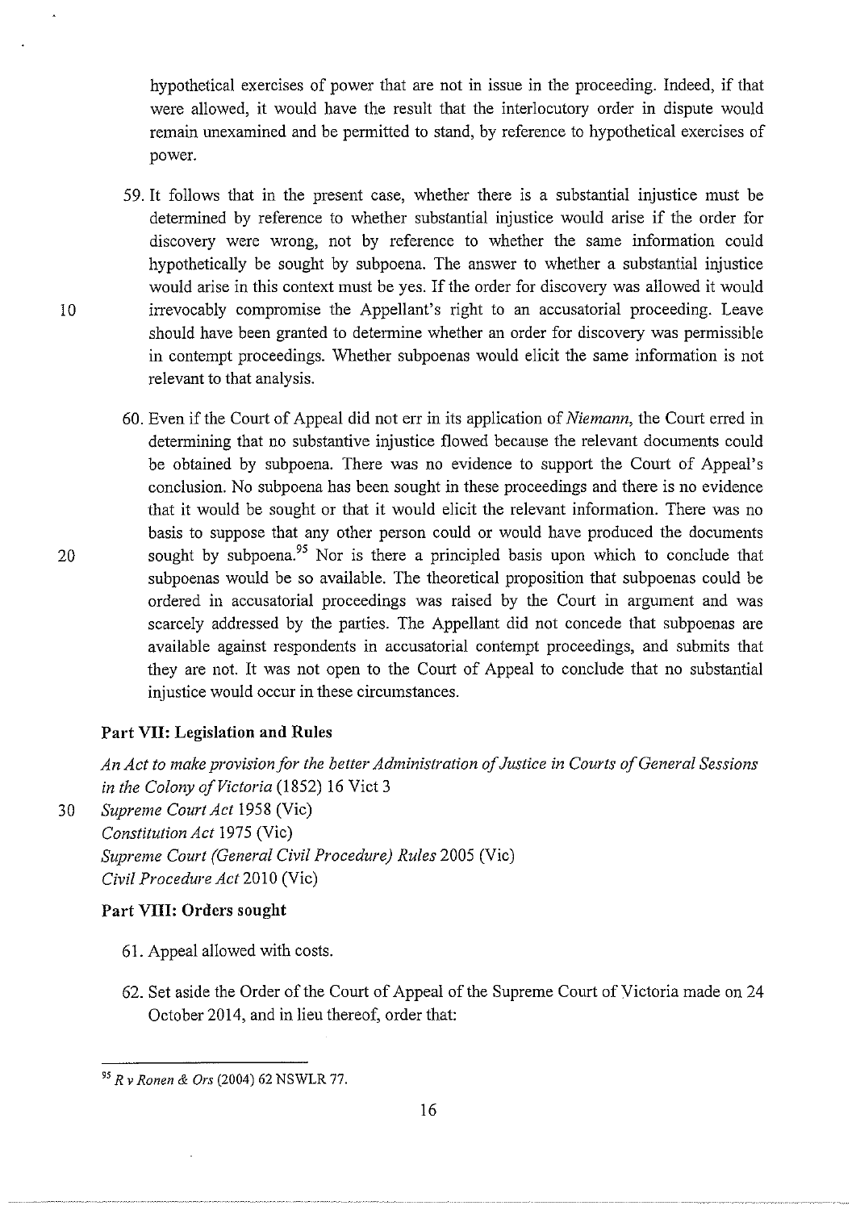hypothetical exercises of power that are not in issue in the proceeding. Indeed, if that were allowed, it would have the result that the interlocutory order in dispute would remain unexamined and be permitted to stand, by reference to hypothetical exercises of power.

59. It follows that in the present case, whether there is a substantial injustice must be determined by reference to whether substantial injustice would arise if the order for discovery were wrong, not by reference to whether the same information could hypothetically be sought by subpoena. The answer to whether a substantial injustice would arise in this context must be yes. If the order for discovery was allowed it would irrevocably compromise the Appellant's right to an accusatorial proceeding. Leave should have been granted to determine whether an order for discovery was permissible in contempt proceedings. Whether subpoenas would elicit the same information is not relevant to that analysis.

60. Even if the Court of Appeal did not err in its application of *Niemann*, the Court erred in determining that no substantive injustice flowed because the relevant documents could be obtained by subpoena. There was no evidence to support the Court of Appeal's conclusion. No subpoena has been sought in these proceedings and there is no evidence that it would be sought or that it would elicit the relevant information. There was no basis to suppose that any other person could or would have produced the documents sought by subpoena.[95] Nor is there a principled basis upon which to conclude that subpoenas would be so available. The theoretical proposition that subpoenas could be ordered in accusatorial proceedings was raised by the Court in argument and was scarcely addressed by the parties. The Appellant did not concede that subpoenas are available against respondents in accusatorial contempt proceedings, and submits that they are not. It was not open to the Court of Appeal to conclude that no substantial injustice would occur in these circumstances.

## Part VII: Legislation and Rules

*An Act to make provision for the better Administration of Justice in Courts of General Sessions in the Colony of Victoria* (1852) 16 Vict 3
*Supreme Court Act* 1958 (Vic)
*Constitution Act* 1975 (Vic)
*Supreme Court (General Civil Procedure) Rules* 2005 (Vic)
*Civil Procedure Act* 2010 (Vic)

## Part VIII: Orders sought

61. Appeal allowed with costs.

62. Set aside the Order of the Court of Appeal of the Supreme Court of Victoria made on 24 October 2014, and in lieu thereof, order that:

---

[95] *R v Ronen & Ors* (2004) 62 NSWLR 77.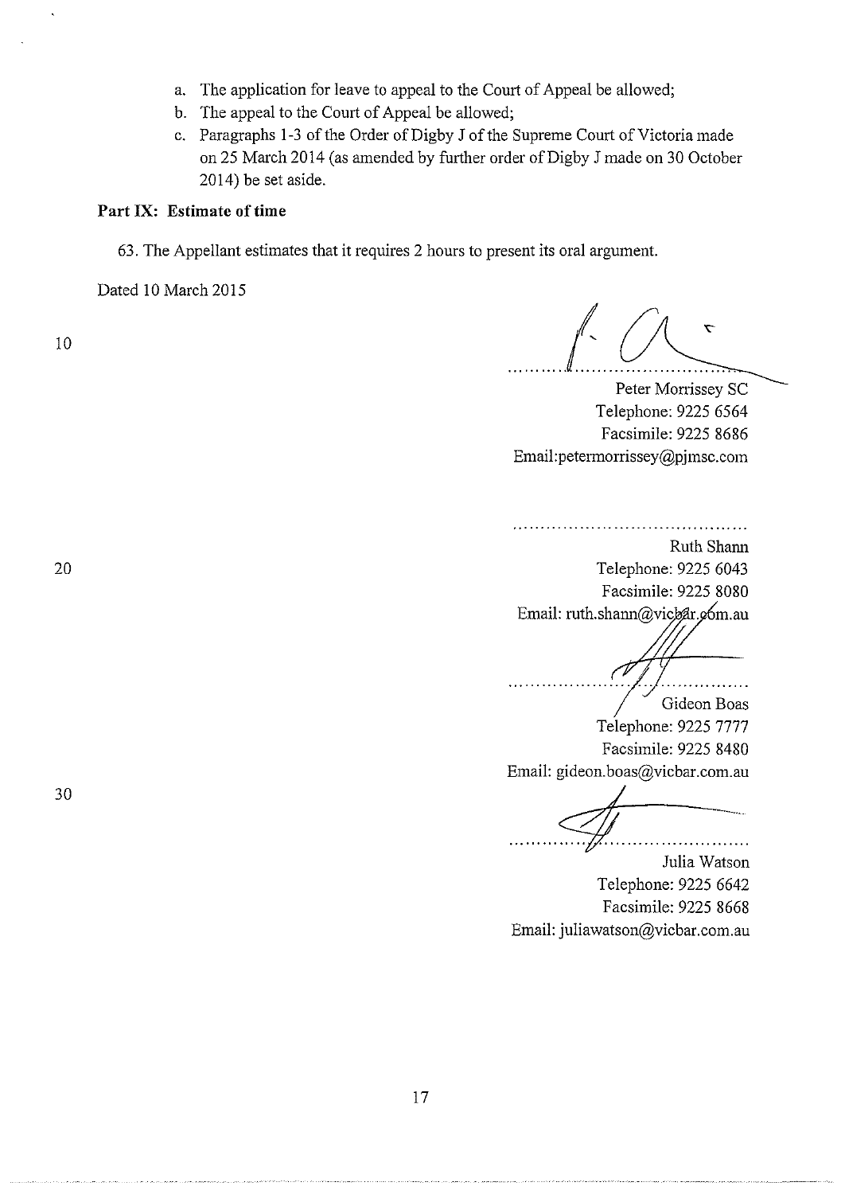a. The application for leave to appeal to the Court of Appeal be allowed;
b. The appeal to the Court of Appeal be allowed;
c. Paragraphs 1-3 of the Order of Digby J of the Supreme Court of Victoria made on 25 March 2014 (as amended by further order of Digby J made on 30 October 2014) be set aside.

**Part IX: Estimate of time**

63. The Appellant estimates that it requires 2 hours to present its oral argument.

Dated 10 March 2015

..........................................
Peter Morrissey SC
Telephone: 9225 6564
Facsimile: 9225 8686
Email:petermorrissey@pjmsc.com

..........................................
Ruth Shann
Telephone: 9225 6043
Facsimile: 9225 8080
Email: ruth.shann@vicbar.com.au

..........................................
Gideon Boas
Telephone: 9225 7777
Facsimile: 9225 8480
Email: gideon.boas@vicbar.com.au

..........................................
Julia Watson
Telephone: 9225 6642
Facsimile: 9225 8668
Email: juliawatson@vicbar.com.au